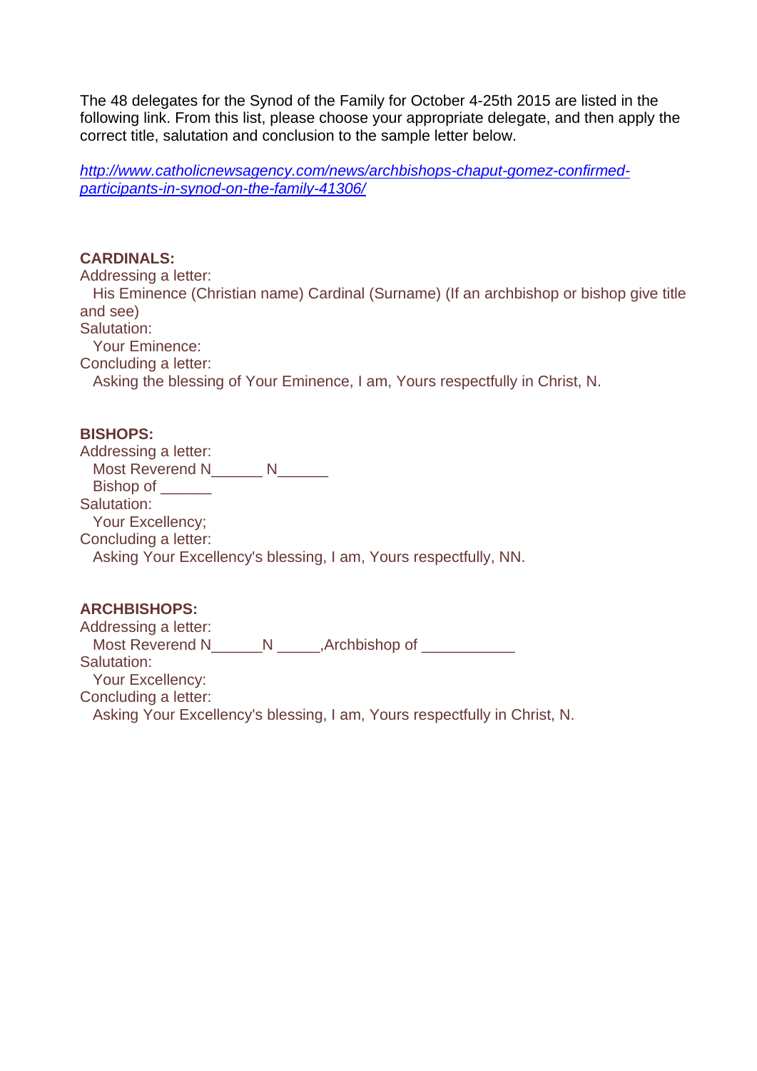The 48 delegates for the Synod of the Family for October 4-25th 2015 are listed in the following link. From this list, please choose your appropriate delegate, and then apply the correct title, salutation and conclusion to the sample letter below.

*http://www.catholicnewsagency.com/news/archbishops-chaput-gomez-confirmed-participants-in-synod-on-the-family-41306/*

**CARDINALS:**

Addressing a letter:

His Eminence (Christian name) Cardinal (Surname) (If an archbishop or bishop give title and see)

Salutation:

Your Eminence:

Concluding a letter:

Asking the blessing of Your Eminence, I am, Yours respectfully in Christ, N.

**BISHOPS:**

Addressing a letter:

Most Reverend N______ N______

Bishop of ______

Salutation:

Your Excellency;

Concluding a letter:

Asking Your Excellency's blessing, I am, Yours respectfully, NN.

**ARCHBISHOPS:**

Addressing a letter:

Most Reverend N______N _____,Archbishop of ___________

Salutation:

Your Excellency:

Concluding a letter:

Asking Your Excellency's blessing, I am, Yours respectfully in Christ, N.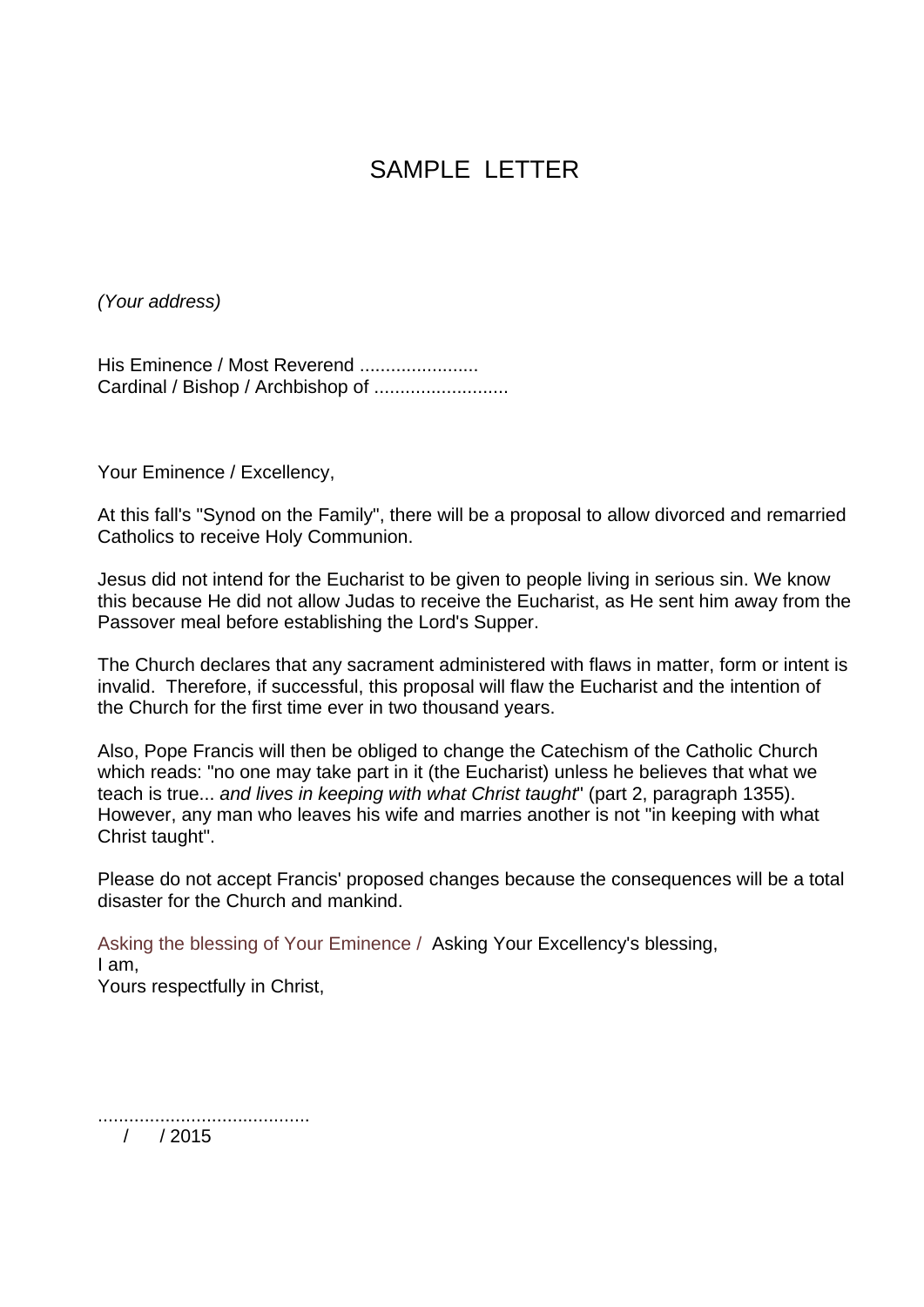# SAMPLE LETTER

*(Your address)*

His Eminence / Most Reverend .......................
Cardinal / Bishop / Archbishop of ..........................

Your Eminence / Excellency,

At this fall's "Synod on the Family", there will be a proposal to allow divorced and remarried Catholics to receive Holy Communion.

Jesus did not intend for the Eucharist to be given to people living in serious sin. We know this because He did not allow Judas to receive the Eucharist, as He sent him away from the Passover meal before establishing the Lord's Supper.

The Church declares that any sacrament administered with flaws in matter, form or intent is invalid. Therefore, if successful, this proposal will flaw the Eucharist and the intention of the Church for the first time ever in two thousand years.

Also, Pope Francis will then be obliged to change the Catechism of the Catholic Church which reads: "no one may take part in it (the Eucharist) unless he believes that what we teach is true... *and lives in keeping with what Christ taught*" (part 2, paragraph 1355). However, any man who leaves his wife and marries another is not "in keeping with what Christ taught".

Please do not accept Francis' proposed changes because the consequences will be a total disaster for the Church and mankind.

Asking the blessing of Your Eminence / Asking Your Excellency's blessing,
I am,
Yours respectfully in Christ,

.........................................
/ / 2015